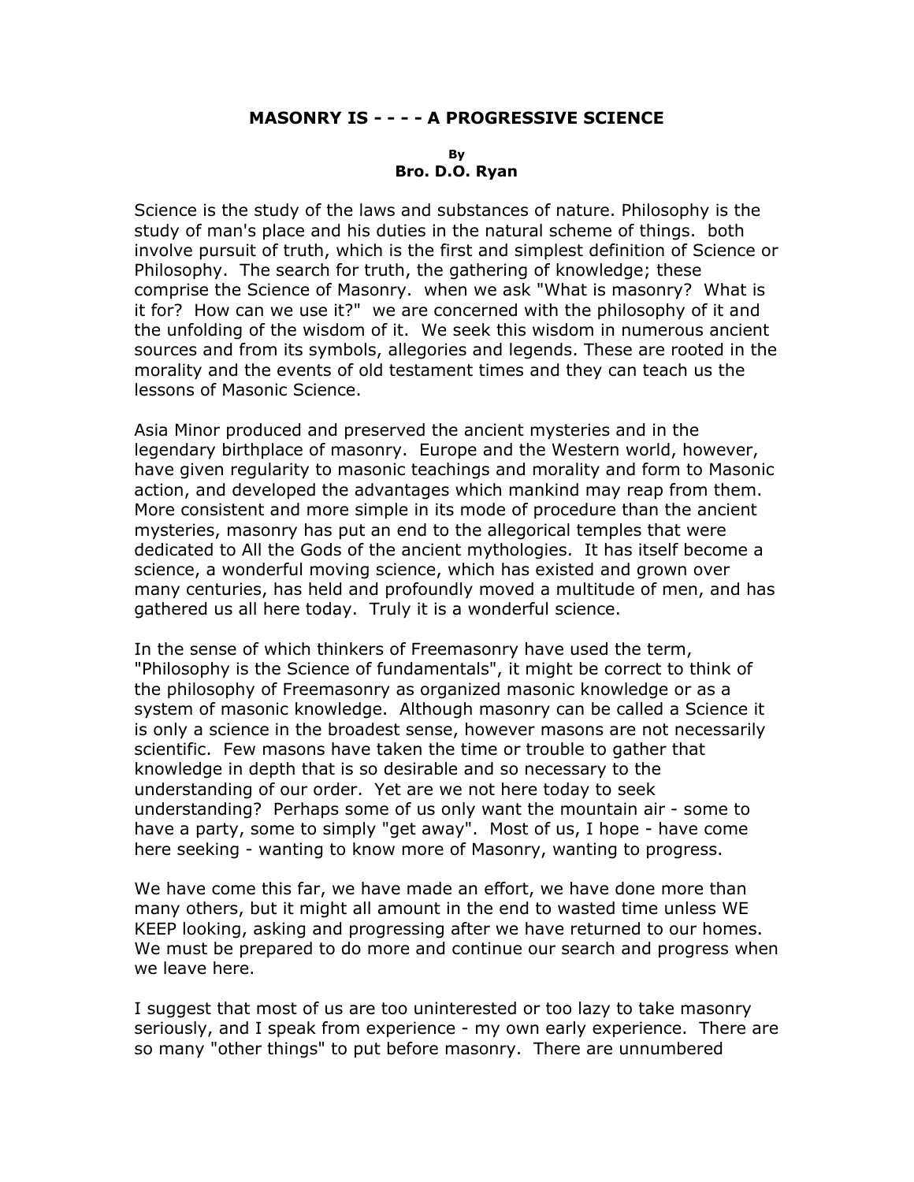# MASONRY IS - - - - A PROGRESSIVE SCIENCE

By
**Bro. D.O. Ryan**

Science is the study of the laws and substances of nature. Philosophy is the study of man's place and his duties in the natural scheme of things. both involve pursuit of truth, which is the first and simplest definition of Science or Philosophy. The search for truth, the gathering of knowledge; these comprise the Science of Masonry. when we ask "What is masonry? What is it for? How can we use it?" we are concerned with the philosophy of it and the unfolding of the wisdom of it. We seek this wisdom in numerous ancient sources and from its symbols, allegories and legends. These are rooted in the morality and the events of old testament times and they can teach us the lessons of Masonic Science.

Asia Minor produced and preserved the ancient mysteries and in the legendary birthplace of masonry. Europe and the Western world, however, have given regularity to masonic teachings and morality and form to Masonic action, and developed the advantages which mankind may reap from them. More consistent and more simple in its mode of procedure than the ancient mysteries, masonry has put an end to the allegorical temples that were dedicated to All the Gods of the ancient mythologies. It has itself become a science, a wonderful moving science, which has existed and grown over many centuries, has held and profoundly moved a multitude of men, and has gathered us all here today. Truly it is a wonderful science.

In the sense of which thinkers of Freemasonry have used the term, "Philosophy is the Science of fundamentals", it might be correct to think of the philosophy of Freemasonry as organized masonic knowledge or as a system of masonic knowledge. Although masonry can be called a Science it is only a science in the broadest sense, however masons are not necessarily scientific. Few masons have taken the time or trouble to gather that knowledge in depth that is so desirable and so necessary to the understanding of our order. Yet are we not here today to seek understanding? Perhaps some of us only want the mountain air - some to have a party, some to simply "get away". Most of us, I hope - have come here seeking - wanting to know more of Masonry, wanting to progress.

We have come this far, we have made an effort, we have done more than many others, but it might all amount in the end to wasted time unless WE KEEP looking, asking and progressing after we have returned to our homes. We must be prepared to do more and continue our search and progress when we leave here.

I suggest that most of us are too uninterested or too lazy to take masonry seriously, and I speak from experience - my own early experience. There are so many "other things" to put before masonry. There are unnumbered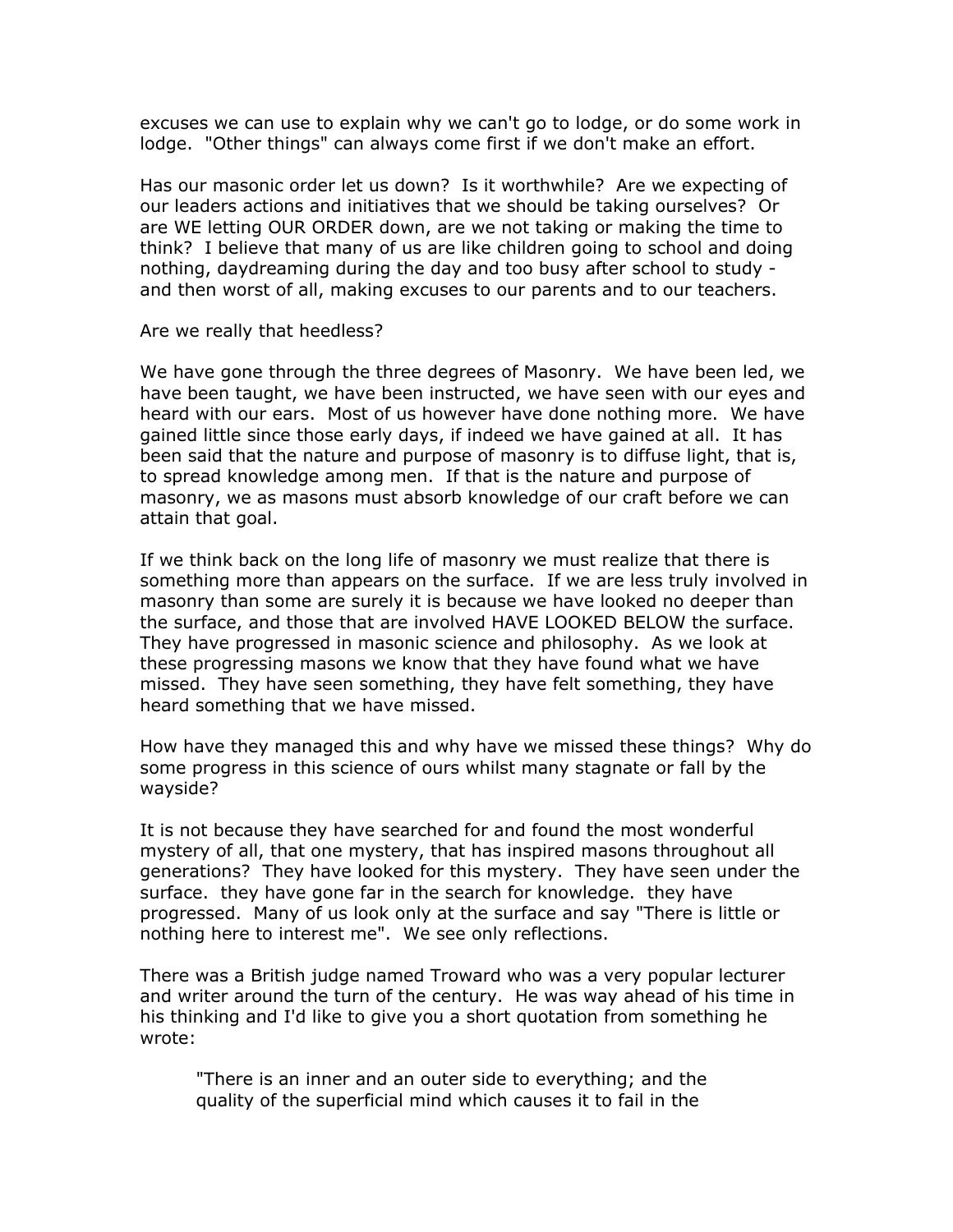excuses we can use to explain why we can't go to lodge, or do some work in lodge. "Other things" can always come first if we don't make an effort.

Has our masonic order let us down? Is it worthwhile? Are we expecting of our leaders actions and initiatives that we should be taking ourselves? Or are WE letting OUR ORDER down, are we not taking or making the time to think? I believe that many of us are like children going to school and doing nothing, daydreaming during the day and too busy after school to study - and then worst of all, making excuses to our parents and to our teachers.

Are we really that heedless?

We have gone through the three degrees of Masonry. We have been led, we have been taught, we have been instructed, we have seen with our eyes and heard with our ears. Most of us however have done nothing more. We have gained little since those early days, if indeed we have gained at all. It has been said that the nature and purpose of masonry is to diffuse light, that is, to spread knowledge among men. If that is the nature and purpose of masonry, we as masons must absorb knowledge of our craft before we can attain that goal.

If we think back on the long life of masonry we must realize that there is something more than appears on the surface. If we are less truly involved in masonry than some are surely it is because we have looked no deeper than the surface, and those that are involved HAVE LOOKED BELOW the surface. They have progressed in masonic science and philosophy. As we look at these progressing masons we know that they have found what we have missed. They have seen something, they have felt something, they have heard something that we have missed.

How have they managed this and why have we missed these things? Why do some progress in this science of ours whilst many stagnate or fall by the wayside?

It is not because they have searched for and found the most wonderful mystery of all, that one mystery, that has inspired masons throughout all generations? They have looked for this mystery. They have seen under the surface. they have gone far in the search for knowledge. they have progressed. Many of us look only at the surface and say "There is little or nothing here to interest me". We see only reflections.

There was a British judge named Troward who was a very popular lecturer and writer around the turn of the century. He was way ahead of his time in his thinking and I'd like to give you a short quotation from something he wrote:

> "There is an inner and an outer side to everything; and the quality of the superficial mind which causes it to fail in the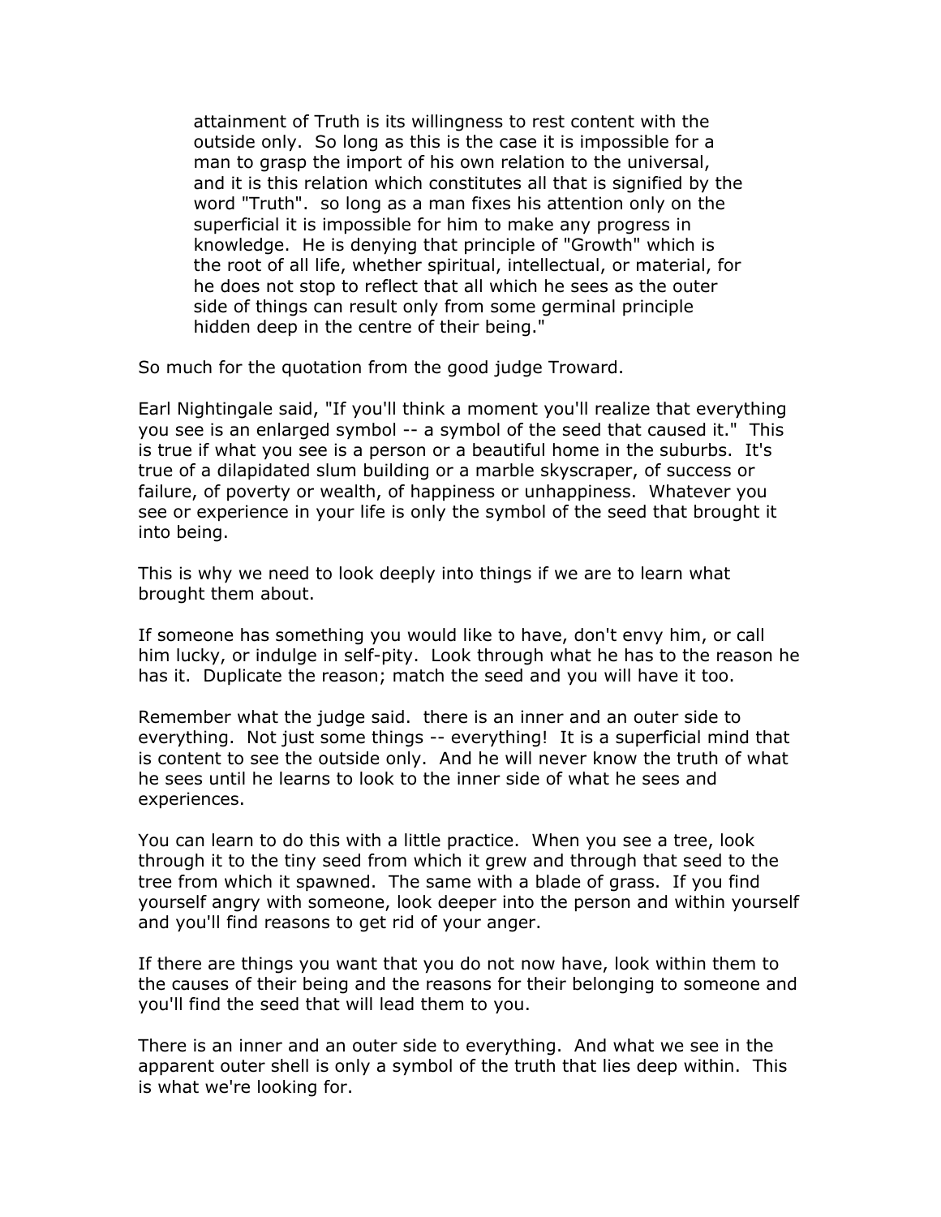> attainment of Truth is its willingness to rest content with the outside only. So long as this is the case it is impossible for a man to grasp the import of his own relation to the universal, and it is this relation which constitutes all that is signified by the word "Truth". so long as a man fixes his attention only on the superficial it is impossible for him to make any progress in knowledge. He is denying that principle of "Growth" which is the root of all life, whether spiritual, intellectual, or material, for he does not stop to reflect that all which he sees as the outer side of things can result only from some germinal principle hidden deep in the centre of their being."

So much for the quotation from the good judge Troward.

Earl Nightingale said, "If you'll think a moment you'll realize that everything you see is an enlarged symbol -- a symbol of the seed that caused it." This is true if what you see is a person or a beautiful home in the suburbs. It's true of a dilapidated slum building or a marble skyscraper, of success or failure, of poverty or wealth, of happiness or unhappiness. Whatever you see or experience in your life is only the symbol of the seed that brought it into being.

This is why we need to look deeply into things if we are to learn what brought them about.

If someone has something you would like to have, don't envy him, or call him lucky, or indulge in self-pity. Look through what he has to the reason he has it. Duplicate the reason; match the seed and you will have it too.

Remember what the judge said. there is an inner and an outer side to everything. Not just some things -- everything! It is a superficial mind that is content to see the outside only. And he will never know the truth of what he sees until he learns to look to the inner side of what he sees and experiences.

You can learn to do this with a little practice. When you see a tree, look through it to the tiny seed from which it grew and through that seed to the tree from which it spawned. The same with a blade of grass. If you find yourself angry with someone, look deeper into the person and within yourself and you'll find reasons to get rid of your anger.

If there are things you want that you do not now have, look within them to the causes of their being and the reasons for their belonging to someone and you'll find the seed that will lead them to you.

There is an inner and an outer side to everything. And what we see in the apparent outer shell is only a symbol of the truth that lies deep within. This is what we're looking for.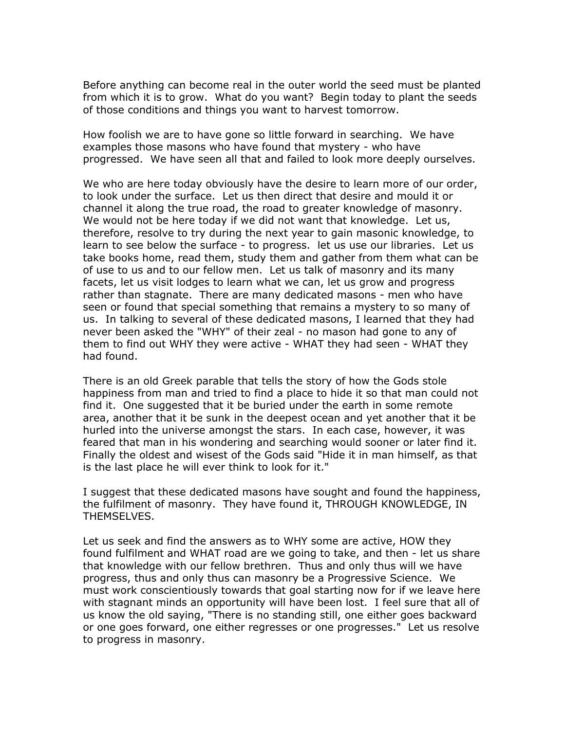Before anything can become real in the outer world the seed must be planted from which it is to grow. What do you want? Begin today to plant the seeds of those conditions and things you want to harvest tomorrow.

How foolish we are to have gone so little forward in searching. We have examples those masons who have found that mystery - who have progressed. We have seen all that and failed to look more deeply ourselves.

We who are here today obviously have the desire to learn more of our order, to look under the surface. Let us then direct that desire and mould it or channel it along the true road, the road to greater knowledge of masonry. We would not be here today if we did not want that knowledge. Let us, therefore, resolve to try during the next year to gain masonic knowledge, to learn to see below the surface - to progress. let us use our libraries. Let us take books home, read them, study them and gather from them what can be of use to us and to our fellow men. Let us talk of masonry and its many facets, let us visit lodges to learn what we can, let us grow and progress rather than stagnate. There are many dedicated masons - men who have seen or found that special something that remains a mystery to so many of us. In talking to several of these dedicated masons, I learned that they had never been asked the "WHY" of their zeal - no mason had gone to any of them to find out WHY they were active - WHAT they had seen - WHAT they had found.

There is an old Greek parable that tells the story of how the Gods stole happiness from man and tried to find a place to hide it so that man could not find it. One suggested that it be buried under the earth in some remote area, another that it be sunk in the deepest ocean and yet another that it be hurled into the universe amongst the stars. In each case, however, it was feared that man in his wondering and searching would sooner or later find it. Finally the oldest and wisest of the Gods said "Hide it in man himself, as that is the last place he will ever think to look for it."

I suggest that these dedicated masons have sought and found the happiness, the fulfilment of masonry. They have found it, THROUGH KNOWLEDGE, IN THEMSELVES.

Let us seek and find the answers as to WHY some are active, HOW they found fulfilment and WHAT road are we going to take, and then - let us share that knowledge with our fellow brethren. Thus and only thus will we have progress, thus and only thus can masonry be a Progressive Science. We must work conscientiously towards that goal starting now for if we leave here with stagnant minds an opportunity will have been lost. I feel sure that all of us know the old saying, "There is no standing still, one either goes backward or one goes forward, one either regresses or one progresses." Let us resolve to progress in masonry.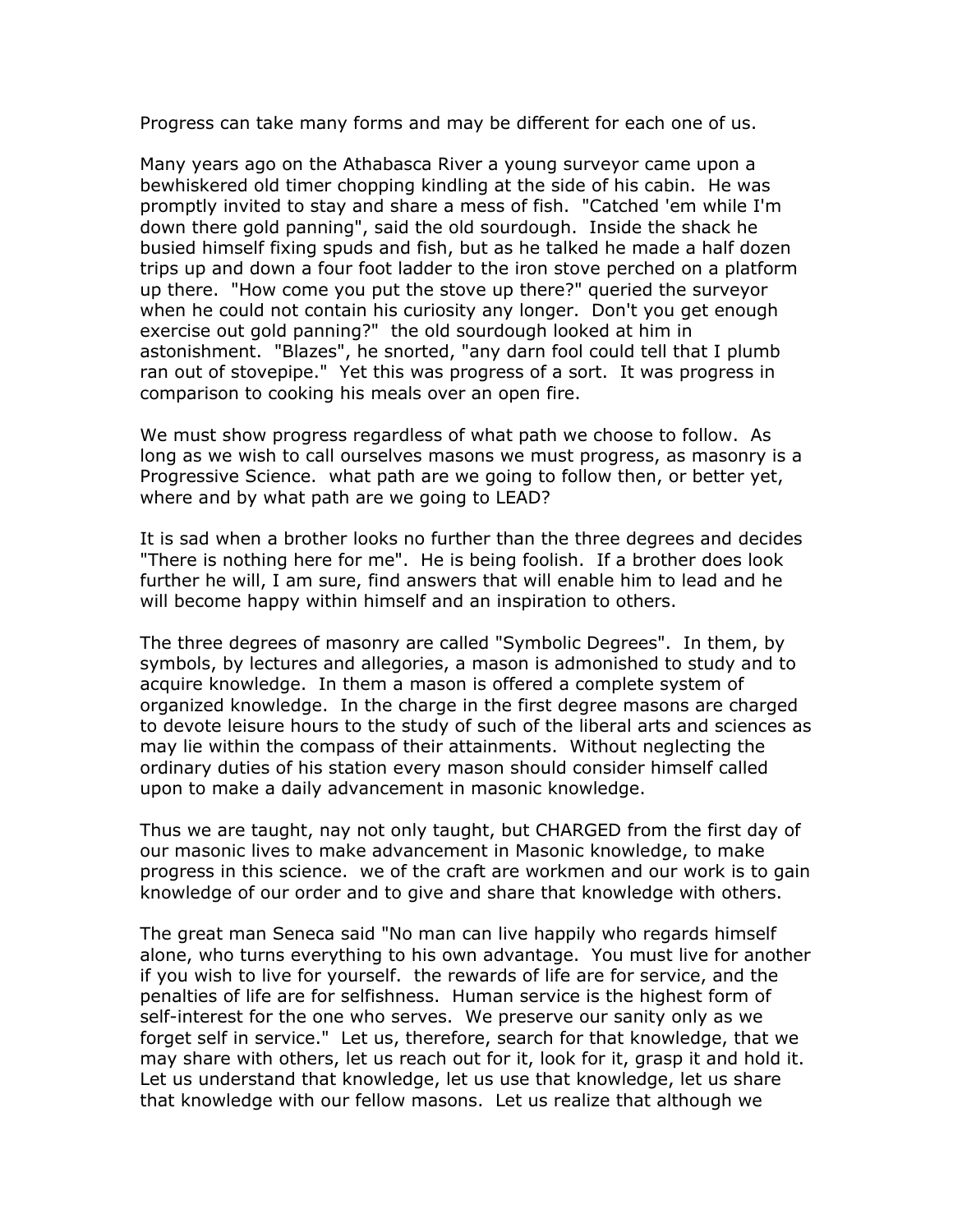Progress can take many forms and may be different for each one of us.

Many years ago on the Athabasca River a young surveyor came upon a bewhiskered old timer chopping kindling at the side of his cabin. He was promptly invited to stay and share a mess of fish. "Catched 'em while I'm down there gold panning", said the old sourdough. Inside the shack he busied himself fixing spuds and fish, but as he talked he made a half dozen trips up and down a four foot ladder to the iron stove perched on a platform up there. "How come you put the stove up there?" queried the surveyor when he could not contain his curiosity any longer. Don't you get enough exercise out gold panning?" the old sourdough looked at him in astonishment. "Blazes", he snorted, "any darn fool could tell that I plumb ran out of stovepipe." Yet this was progress of a sort. It was progress in comparison to cooking his meals over an open fire.

We must show progress regardless of what path we choose to follow. As long as we wish to call ourselves masons we must progress, as masonry is a Progressive Science. what path are we going to follow then, or better yet, where and by what path are we going to LEAD?

It is sad when a brother looks no further than the three degrees and decides "There is nothing here for me". He is being foolish. If a brother does look further he will, I am sure, find answers that will enable him to lead and he will become happy within himself and an inspiration to others.

The three degrees of masonry are called "Symbolic Degrees". In them, by symbols, by lectures and allegories, a mason is admonished to study and to acquire knowledge. In them a mason is offered a complete system of organized knowledge. In the charge in the first degree masons are charged to devote leisure hours to the study of such of the liberal arts and sciences as may lie within the compass of their attainments. Without neglecting the ordinary duties of his station every mason should consider himself called upon to make a daily advancement in masonic knowledge.

Thus we are taught, nay not only taught, but CHARGED from the first day of our masonic lives to make advancement in Masonic knowledge, to make progress in this science. we of the craft are workmen and our work is to gain knowledge of our order and to give and share that knowledge with others.

The great man Seneca said "No man can live happily who regards himself alone, who turns everything to his own advantage. You must live for another if you wish to live for yourself. the rewards of life are for service, and the penalties of life are for selfishness. Human service is the highest form of self-interest for the one who serves. We preserve our sanity only as we forget self in service." Let us, therefore, search for that knowledge, that we may share with others, let us reach out for it, look for it, grasp it and hold it. Let us understand that knowledge, let us use that knowledge, let us share that knowledge with our fellow masons. Let us realize that although we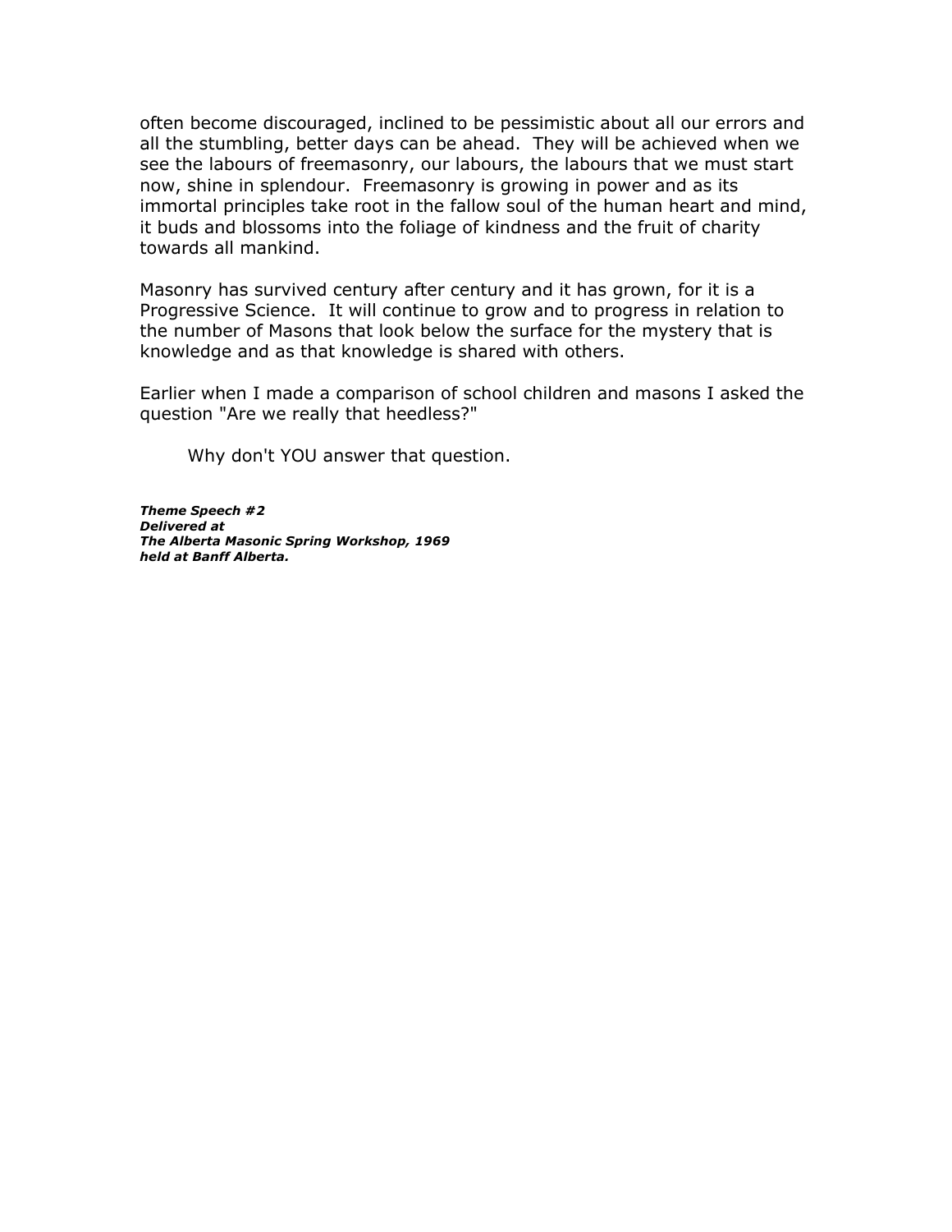often become discouraged, inclined to be pessimistic about all our errors and all the stumbling, better days can be ahead. They will be achieved when we see the labours of freemasonry, our labours, the labours that we must start now, shine in splendour. Freemasonry is growing in power and as its immortal principles take root in the fallow soul of the human heart and mind, it buds and blossoms into the foliage of kindness and the fruit of charity towards all mankind.

Masonry has survived century after century and it has grown, for it is a Progressive Science. It will continue to grow and to progress in relation to the number of Masons that look below the surface for the mystery that is knowledge and as that knowledge is shared with others.

Earlier when I made a comparison of school children and masons I asked the question "Are we really that heedless?"

Why don't YOU answer that question.

***Theme Speech #2***
***Delivered at***
***The Alberta Masonic Spring Workshop, 1969***
***held at Banff Alberta.***